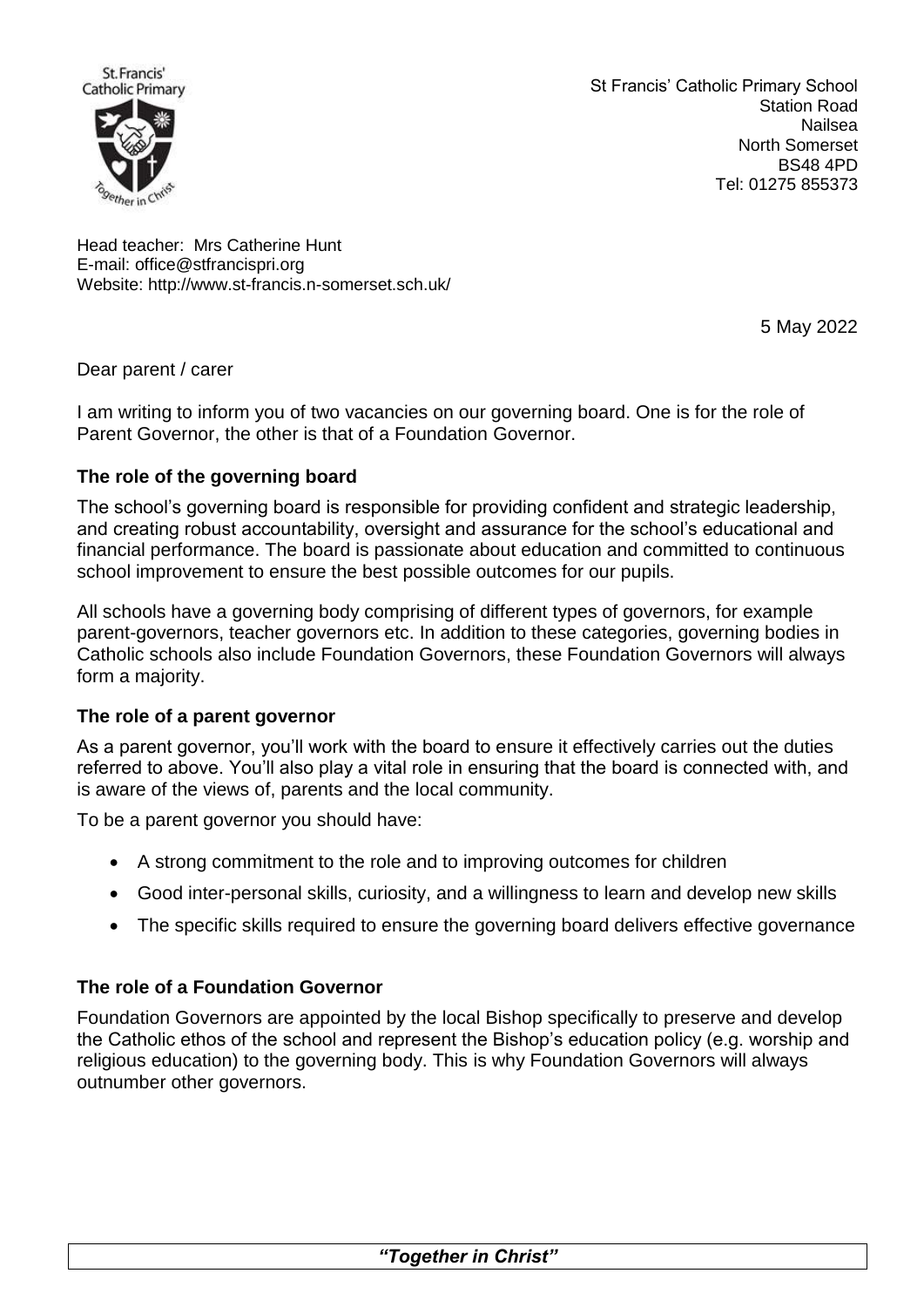St Francis' Catholic Primary School
Station Road
Nailsea
North Somerset
BS48 4PD
Tel: 01275 855373

Head teacher: Mrs Catherine Hunt
E-mail: office@stfrancispri.org
Website: http://www.st-francis.n-somerset.sch.uk/

5 May 2022

Dear parent / carer

I am writing to inform you of two vacancies on our governing board. One is for the role of Parent Governor, the other is that of a Foundation Governor.

**The role of the governing board**

The school's governing board is responsible for providing confident and strategic leadership, and creating robust accountability, oversight and assurance for the school's educational and financial performance. The board is passionate about education and committed to continuous school improvement to ensure the best possible outcomes for our pupils.

All schools have a governing body comprising of different types of governors, for example parent-governors, teacher governors etc. In addition to these categories, governing bodies in Catholic schools also include Foundation Governors, these Foundation Governors will always form a majority.

**The role of a parent governor**

As a parent governor, you'll work with the board to ensure it effectively carries out the duties referred to above. You'll also play a vital role in ensuring that the board is connected with, and is aware of the views of, parents and the local community.

To be a parent governor you should have:

- A strong commitment to the role and to improving outcomes for children
- Good inter-personal skills, curiosity, and a willingness to learn and develop new skills
- The specific skills required to ensure the governing board delivers effective governance

**The role of a Foundation Governor**

Foundation Governors are appointed by the local Bishop specifically to preserve and develop the Catholic ethos of the school and represent the Bishop's education policy (e.g. worship and religious education) to the governing body. This is why Foundation Governors will always outnumber other governors.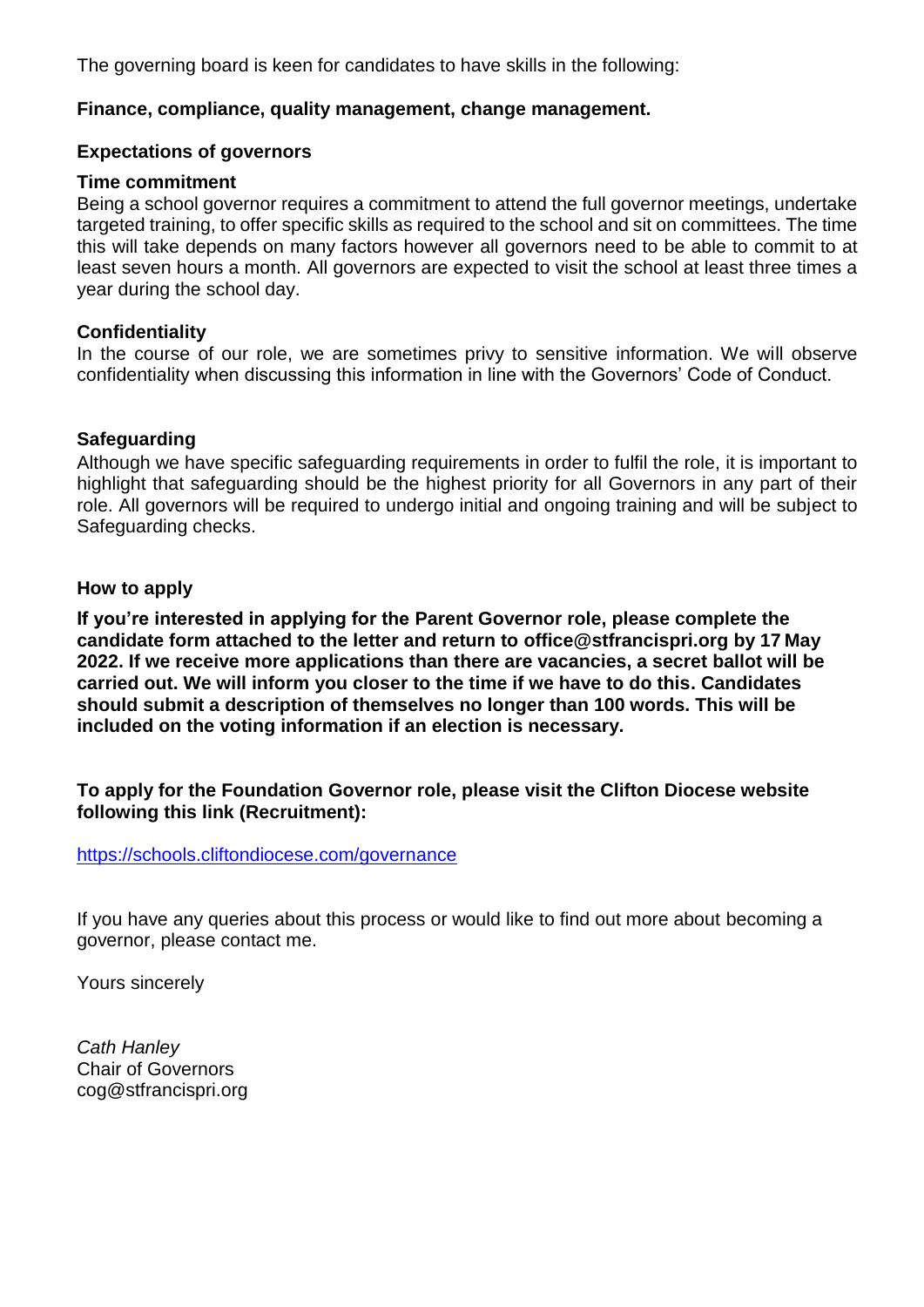The governing board is keen for candidates to have skills in the following:

**Finance, compliance, quality management, change management.**

**Expectations of governors**

**Time commitment**

Being a school governor requires a commitment to attend the full governor meetings, undertake targeted training, to offer specific skills as required to the school and sit on committees. The time this will take depends on many factors however all governors need to be able to commit to at least seven hours a month. All governors are expected to visit the school at least three times a year during the school day.

**Confidentiality**

In the course of our role, we are sometimes privy to sensitive information. We will observe confidentiality when discussing this information in line with the Governors' Code of Conduct.

**Safeguarding**

Although we have specific safeguarding requirements in order to fulfil the role, it is important to highlight that safeguarding should be the highest priority for all Governors in any part of their role. All governors will be required to undergo initial and ongoing training and will be subject to Safeguarding checks.

**How to apply**

**If you're interested in applying for the Parent Governor role, please complete the candidate form attached to the letter and return to office@stfrancispri.org by 17 May 2022. If we receive more applications than there are vacancies, a secret ballot will be carried out. We will inform you closer to the time if we have to do this. Candidates should submit a description of themselves no longer than 100 words. This will be included on the voting information if an election is necessary.**

**To apply for the Foundation Governor role, please visit the Clifton Diocese website following this link (Recruitment):**

https://schools.cliftondiocese.com/governance

If you have any queries about this process or would like to find out more about becoming a governor, please contact me.

Yours sincerely

*Cath Hanley*
Chair of Governors
cog@stfrancispri.org